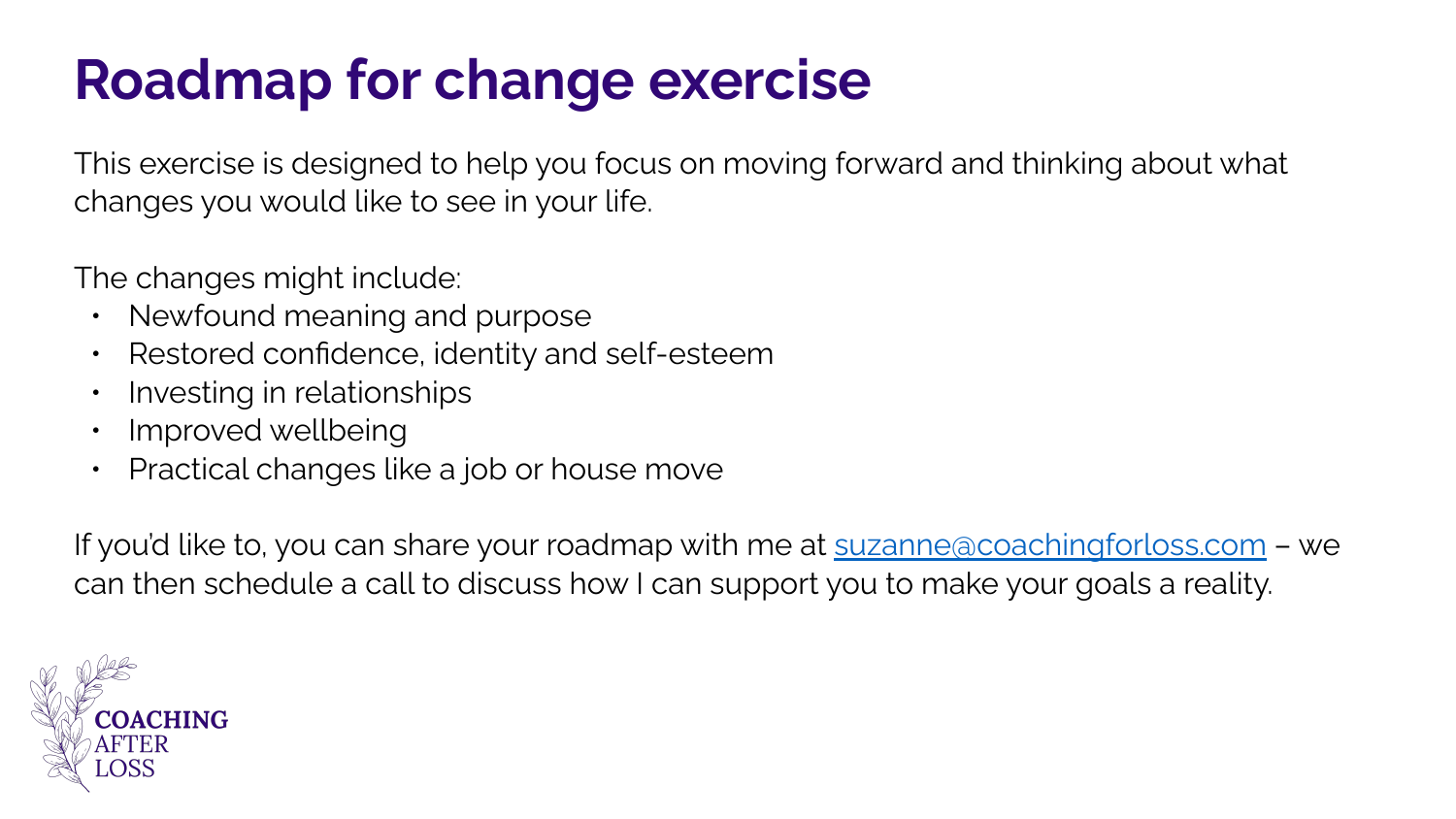# Roadmap for change exercise

This exercise is designed to help you focus on moving forward and thinking about what changes you would like to see in your life.

The changes might include:

- Newfound meaning and purpose
- Restored confidence, identity and self-esteem
- Investing in relationships
- Improved wellbeing
- Practical changes like a job or house move

If you'd like to, you can share your roadmap with me at [suzanne@coachingforloss.com](mailto:suzanne@coachingforloss.com) – we can then schedule a call to discuss how I can support you to make your goals a reality.

COACHING AFTER LOSS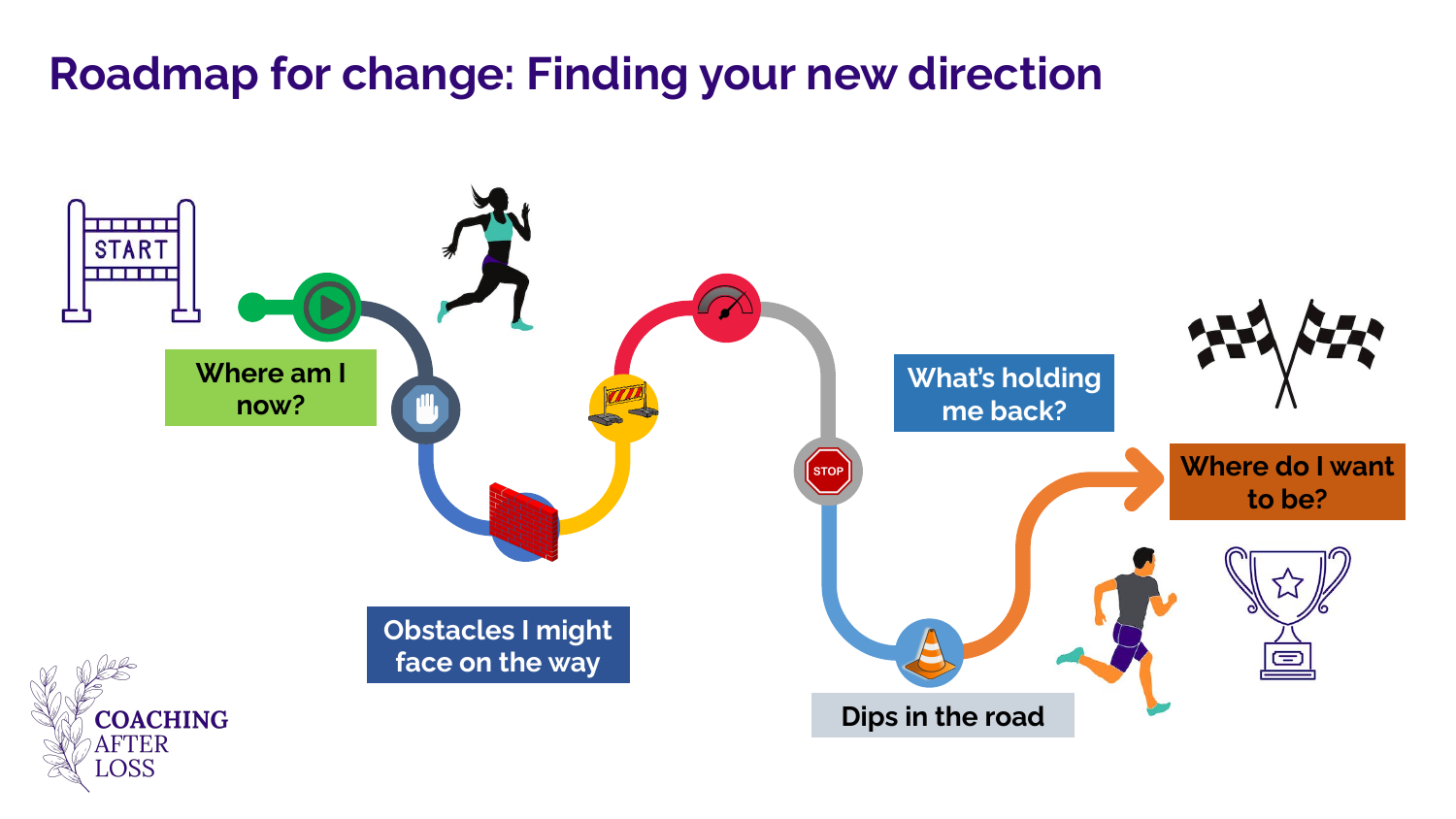# Roadmap for change: Finding your new direction

START

Where am I now?

Obstacles I might face on the way

What's holding me back?

Dips in the road

Where do I want to be?

COACHING AFTER LOSS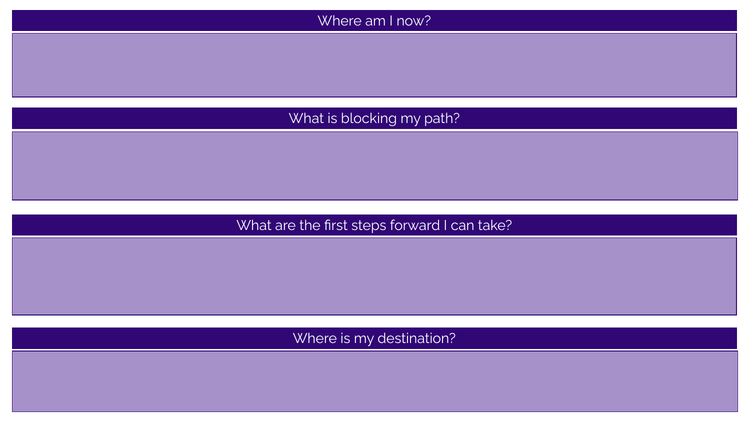## Where am I now?

## What is blocking my path?

## What are the first steps forward I can take?

## Where is my destination?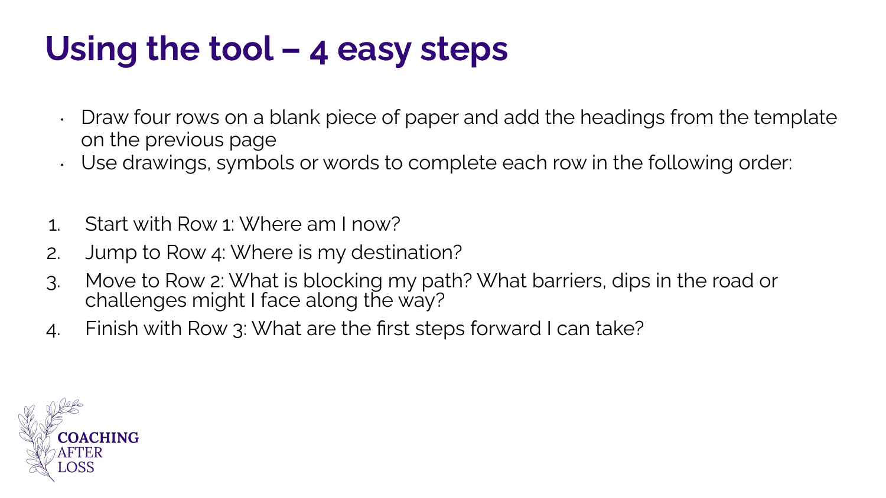# Using the tool – 4 easy steps

- Draw four rows on a blank piece of paper and add the headings from the template on the previous page
- Use drawings, symbols or words to complete each row in the following order:

1. Start with Row 1: Where am I now?
2. Jump to Row 4: Where is my destination?
3. Move to Row 2: What is blocking my path? What barriers, dips in the road or challenges might I face along the way?
4. Finish with Row 3: What are the first steps forward I can take?

COACHING AFTER LOSS